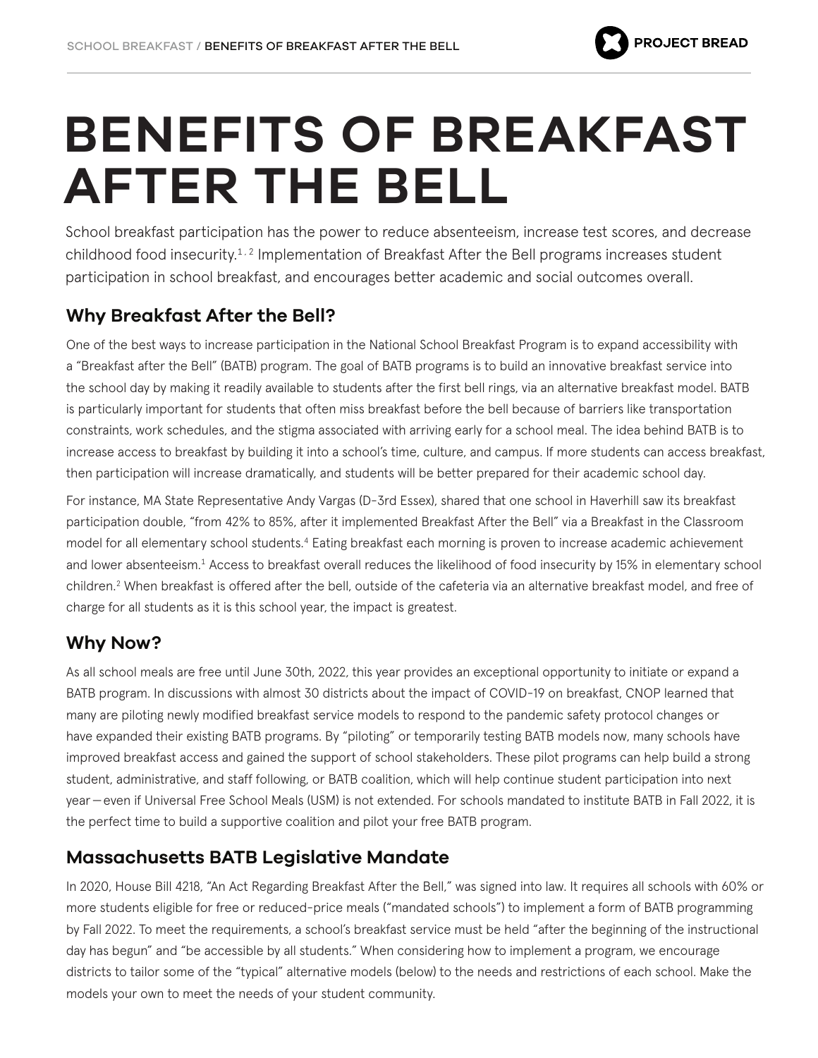# BENEFITS OF BREAKFAST AFTER THE BELL

School breakfast participation has the power to reduce absenteeism, increase test scores, and decrease childhood food insecurity.[1, 2] Implementation of Breakfast After the Bell programs increases student participation in school breakfast, and encourages better academic and social outcomes overall.

## Why Breakfast After the Bell?

One of the best ways to increase participation in the National School Breakfast Program is to expand accessibility with a "Breakfast after the Bell" (BATB) program. The goal of BATB programs is to build an innovative breakfast service into the school day by making it readily available to students after the first bell rings, via an alternative breakfast model. BATB is particularly important for students that often miss breakfast before the bell because of barriers like transportation constraints, work schedules, and the stigma associated with arriving early for a school meal. The idea behind BATB is to increase access to breakfast by building it into a school's time, culture, and campus. If more students can access breakfast, then participation will increase dramatically, and students will be better prepared for their academic school day.

For instance, MA State Representative Andy Vargas (D-3rd Essex), shared that one school in Haverhill saw its breakfast participation double, "from 42% to 85%, after it implemented Breakfast After the Bell" via a Breakfast in the Classroom model for all elementary school students.[4] Eating breakfast each morning is proven to increase academic achievement and lower absenteeism.[1] Access to breakfast overall reduces the likelihood of food insecurity by 15% in elementary school children.[2] When breakfast is offered after the bell, outside of the cafeteria via an alternative breakfast model, and free of charge for all students as it is this school year, the impact is greatest.

## Why Now?

As all school meals are free until June 30th, 2022, this year provides an exceptional opportunity to initiate or expand a BATB program. In discussions with almost 30 districts about the impact of COVID-19 on breakfast, CNOP learned that many are piloting newly modified breakfast service models to respond to the pandemic safety protocol changes or have expanded their existing BATB programs. By "piloting" or temporarily testing BATB models now, many schools have improved breakfast access and gained the support of school stakeholders. These pilot programs can help build a strong student, administrative, and staff following, or BATB coalition, which will help continue student participation into next year—even if Universal Free School Meals (USM) is not extended. For schools mandated to institute BATB in Fall 2022, it is the perfect time to build a supportive coalition and pilot your free BATB program.

## Massachusetts BATB Legislative Mandate

In 2020, House Bill 4218, "An Act Regarding Breakfast After the Bell," was signed into law. It requires all schools with 60% or more students eligible for free or reduced-price meals ("mandated schools") to implement a form of BATB programming by Fall 2022. To meet the requirements, a school's breakfast service must be held "after the beginning of the instructional day has begun" and "be accessible by all students." When considering how to implement a program, we encourage districts to tailor some of the "typical" alternative models (below) to the needs and restrictions of each school. Make the models your own to meet the needs of your student community.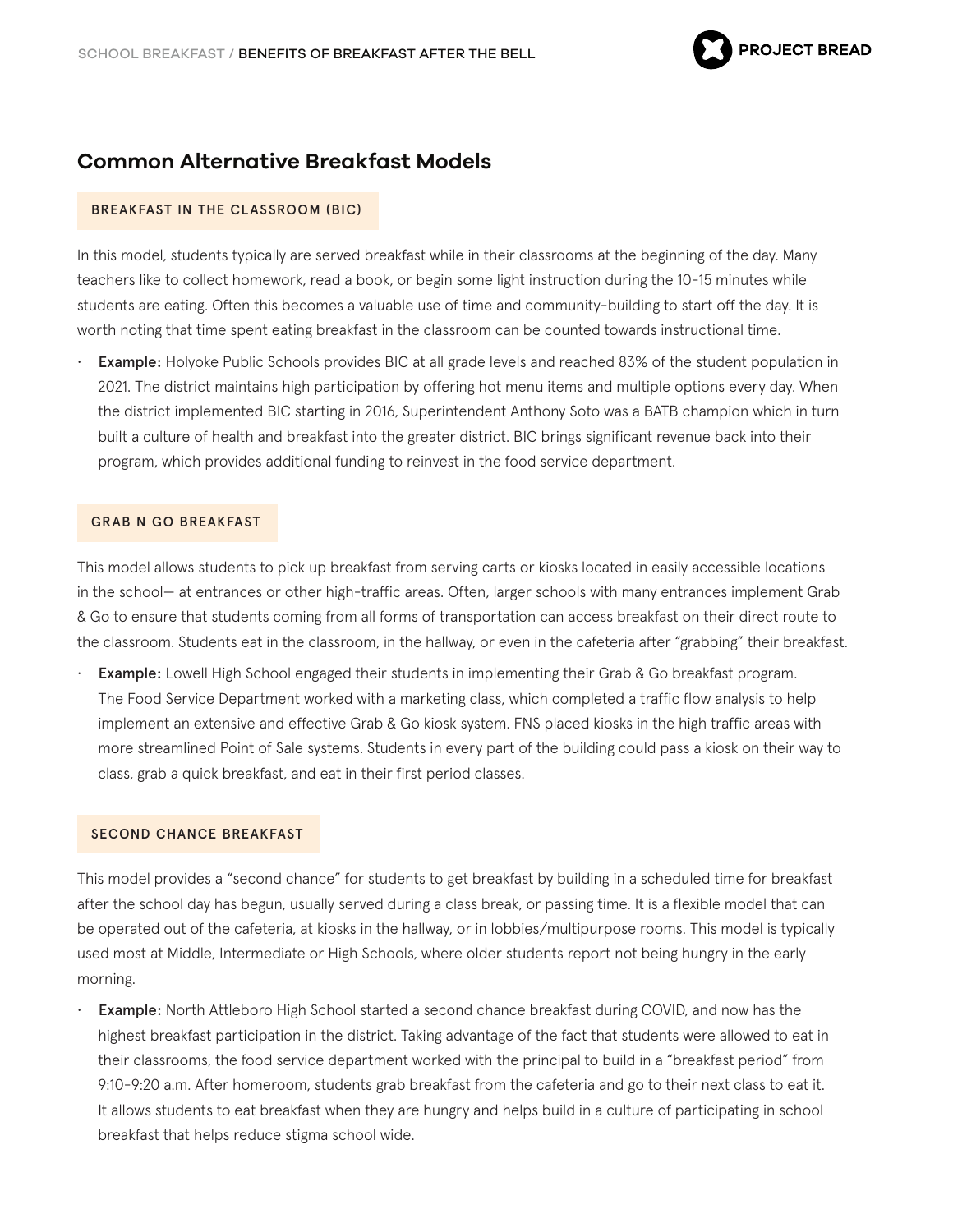## Common Alternative Breakfast Models

### BREAKFAST IN THE CLASSROOM (BIC)

In this model, students typically are served breakfast while in their classrooms at the beginning of the day. Many teachers like to collect homework, read a book, or begin some light instruction during the 10-15 minutes while students are eating. Often this becomes a valuable use of time and community-building to start off the day. It is worth noting that time spent eating breakfast in the classroom can be counted towards instructional time.

- **Example:** Holyoke Public Schools provides BIC at all grade levels and reached 83% of the student population in 2021. The district maintains high participation by offering hot menu items and multiple options every day. When the district implemented BIC starting in 2016, Superintendent Anthony Soto was a BATB champion which in turn built a culture of health and breakfast into the greater district. BIC brings significant revenue back into their program, which provides additional funding to reinvest in the food service department.

### GRAB N GO BREAKFAST

This model allows students to pick up breakfast from serving carts or kiosks located in easily accessible locations in the school— at entrances or other high-traffic areas. Often, larger schools with many entrances implement Grab & Go to ensure that students coming from all forms of transportation can access breakfast on their direct route to the classroom. Students eat in the classroom, in the hallway, or even in the cafeteria after "grabbing" their breakfast.

- **Example:** Lowell High School engaged their students in implementing their Grab & Go breakfast program. The Food Service Department worked with a marketing class, which completed a traffic flow analysis to help implement an extensive and effective Grab & Go kiosk system. FNS placed kiosks in the high traffic areas with more streamlined Point of Sale systems. Students in every part of the building could pass a kiosk on their way to class, grab a quick breakfast, and eat in their first period classes.

### SECOND CHANCE BREAKFAST

This model provides a "second chance" for students to get breakfast by building in a scheduled time for breakfast after the school day has begun, usually served during a class break, or passing time. It is a flexible model that can be operated out of the cafeteria, at kiosks in the hallway, or in lobbies/multipurpose rooms. This model is typically used most at Middle, Intermediate or High Schools, where older students report not being hungry in the early morning.

- **Example:** North Attleboro High School started a second chance breakfast during COVID, and now has the highest breakfast participation in the district. Taking advantage of the fact that students were allowed to eat in their classrooms, the food service department worked with the principal to build in a "breakfast period" from 9:10-9:20 a.m. After homeroom, students grab breakfast from the cafeteria and go to their next class to eat it. It allows students to eat breakfast when they are hungry and helps build in a culture of participating in school breakfast that helps reduce stigma school wide.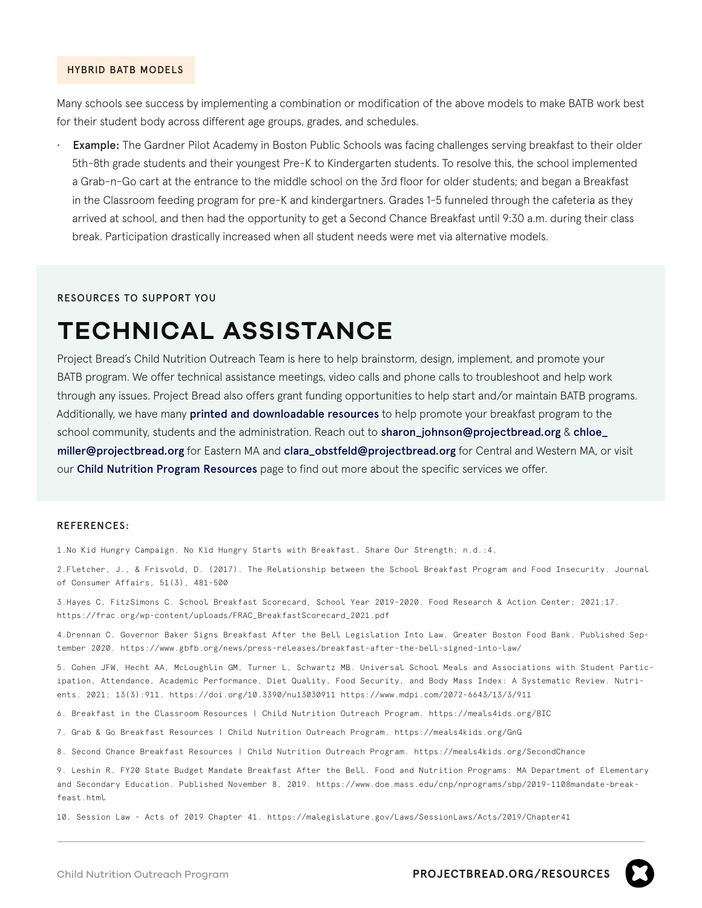### HYBRID BATB MODELS

Many schools see success by implementing a combination or modification of the above models to make BATB work best for their student body across different age groups, grades, and schedules.

- **Example:** The Gardner Pilot Academy in Boston Public Schools was facing challenges serving breakfast to their older 5th-8th grade students and their youngest Pre-K to Kindergarten students. To resolve this, the school implemented a Grab-n-Go cart at the entrance to the middle school on the 3rd floor for older students; and began a Breakfast in the Classroom feeding program for pre-K and kindergartners. Grades 1-5 funneled through the cafeteria as they arrived at school, and then had the opportunity to get a Second Chance Breakfast until 9:30 a.m. during their class break. Participation drastically increased when all student needs were met via alternative models.

RESOURCES TO SUPPORT YOU

# TECHNICAL ASSISTANCE

Project Bread's Child Nutrition Outreach Team is here to help brainstorm, design, implement, and promote your BATB program. We offer technical assistance meetings, video calls and phone calls to troubleshoot and help work through any issues. Project Bread also offers grant funding opportunities to help start and/or maintain BATB programs. Additionally, we have many **printed and downloadable resources** to help promote your breakfast program to the school community, students and the administration. Reach out to **sharon_johnson@projectbread.org** & **chloe_miller@projectbread.org** for Eastern MA and **clara_obstfeld@projectbread.org** for Central and Western MA, or visit our **Child Nutrition Program Resources** page to find out more about the specific services we offer.

### REFERENCES:

1.No Kid Hungry Campaign. No Kid Hungry Starts with Breakfast. Share Our Strength; n.d.:4.

2.Fletcher, J., & Frisvold, D. (2017). The Relationship between the School Breakfast Program and Food Insecurity. Journal of Consumer Affairs, 51(3), 481-500

3.Hayes C, FitzSimons C. School Breakfast Scorecard, School Year 2019-2020. Food Research & Action Center; 2021:17. https://frac.org/wp-content/uploads/FRAC_BreakfastScorecard_2021.pdf

4.Drennan C. Governor Baker Signs Breakfast After the Bell Legislation Into Law. Greater Boston Food Bank. Published September 2020. https://www.gbfb.org/news/press-releases/breakfast-after-the-bell-signed-into-law/

5. Cohen JFW, Hecht AA, McLoughlin GM, Turner L, Schwartz MB. Universal School Meals and Associations with Student Participation, Attendance, Academic Performance, Diet Quality, Food Security, and Body Mass Index: A Systematic Review. Nutrients. 2021; 13(3):911. https://doi.org/10.3390/nu13030911 https://www.mdpi.com/2072-6643/13/3/911

6. Breakfast in the Classroom Resources | Child Nutrition Outreach Program. https://meals4ids.org/BIC

7. Grab & Go Breakfast Resources | Child Nutrition Outreach Program. https://meals4kids.org/GnG

8. Second Chance Breakfast Resources | Child Nutrition Outreach Program. https://meals4kids.org/SecondChance

9. Leshin R. FY20 State Budget Mandate Breakfast After the Bell. Food and Nutrition Programs: MA Department of Elementary and Secondary Education. Published November 8, 2019. https://www.doe.mass.edu/cnp/nprograms/sbp/2019-1108mandate-breakfeast.html

10. Session Law - Acts of 2019 Chapter 41. https://malegislature.gov/Laws/SessionLaws/Acts/2019/Chapter41